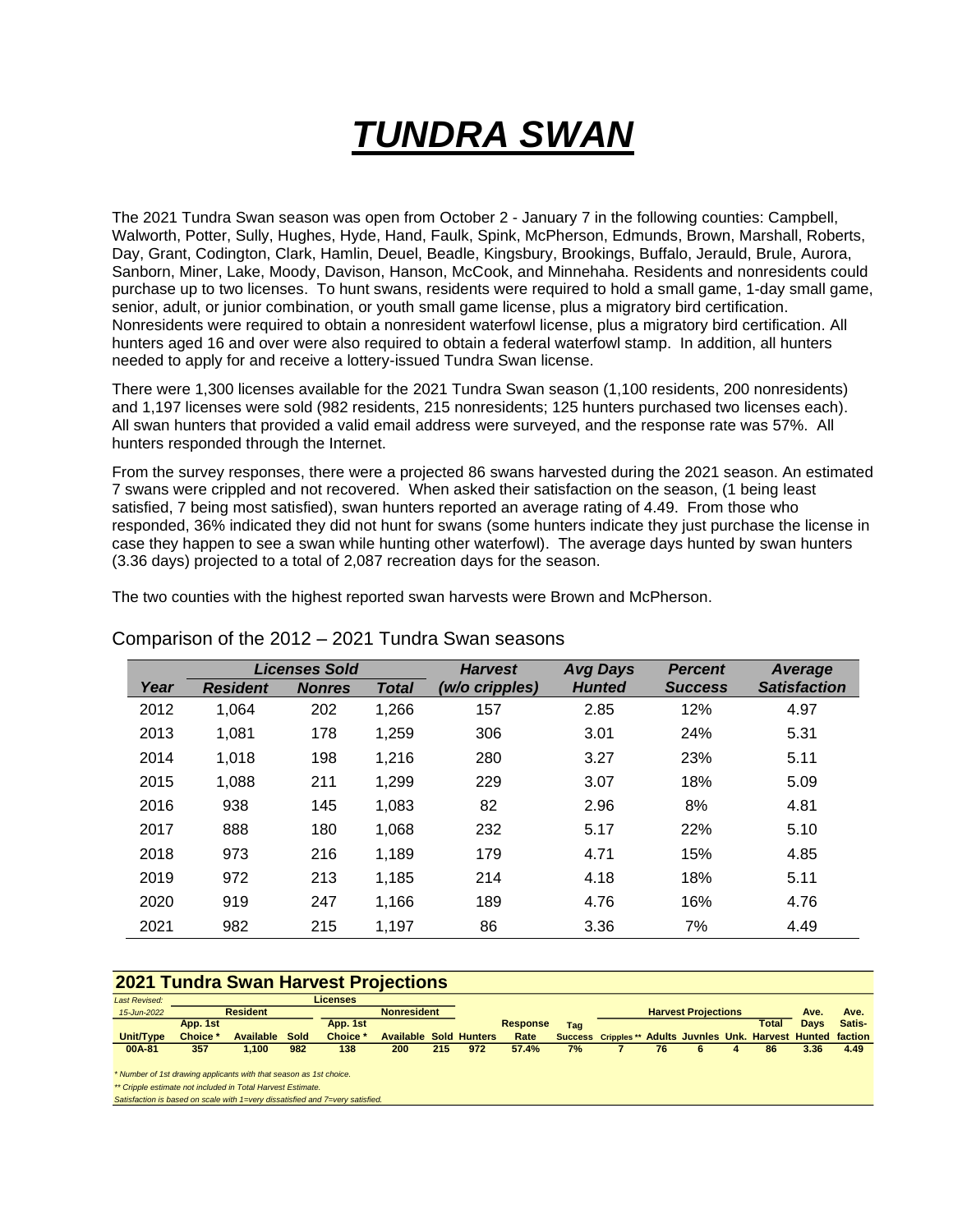# ***TUNDRA SWAN***

The 2021 Tundra Swan season was open from October 2 - January 7 in the following counties: Campbell, Walworth, Potter, Sully, Hughes, Hyde, Hand, Faulk, Spink, McPherson, Edmunds, Brown, Marshall, Roberts, Day, Grant, Codington, Clark, Hamlin, Deuel, Beadle, Kingsbury, Brookings, Buffalo, Jerauld, Brule, Aurora, Sanborn, Miner, Lake, Moody, Davison, Hanson, McCook, and Minnehaha. Residents and nonresidents could purchase up to two licenses. To hunt swans, residents were required to hold a small game, 1-day small game, senior, adult, or junior combination, or youth small game license, plus a migratory bird certification. Nonresidents were required to obtain a nonresident waterfowl license, plus a migratory bird certification. All hunters aged 16 and over were also required to obtain a federal waterfowl stamp. In addition, all hunters needed to apply for and receive a lottery-issued Tundra Swan license.

There were 1,300 licenses available for the 2021 Tundra Swan season (1,100 residents, 200 nonresidents) and 1,197 licenses were sold (982 residents, 215 nonresidents; 125 hunters purchased two licenses each). All swan hunters that provided a valid email address were surveyed, and the response rate was 57%. All hunters responded through the Internet.

From the survey responses, there were a projected 86 swans harvested during the 2021 season. An estimated 7 swans were crippled and not recovered. When asked their satisfaction on the season, (1 being least satisfied, 7 being most satisfied), swan hunters reported an average rating of 4.49. From those who responded, 36% indicated they did not hunt for swans (some hunters indicate they just purchase the license in case they happen to see a swan while hunting other waterfowl). The average days hunted by swan hunters (3.36 days) projected to a total of 2,087 recreation days for the season.

The two counties with the highest reported swan harvests were Brown and McPherson.

Comparison of the 2012 – 2021 Tundra Swan seasons

| | *Licenses Sold* | | | *Harvest* | *Avg Days* | *Percent* | *Average* |
|---|---|---|---|---|---|---|---|
| *Year* | *Resident* | *Nonres* | *Total* | *(w/o cripples)* | *Hunted* | *Success* | *Satisfaction* |
| 2012 | 1,064 | 202 | 1,266 | 157 | 2.85 | 12% | 4.97 |
| 2013 | 1,081 | 178 | 1,259 | 306 | 3.01 | 24% | 5.31 |
| 2014 | 1,018 | 198 | 1,216 | 280 | 3.27 | 23% | 5.11 |
| 2015 | 1,088 | 211 | 1,299 | 229 | 3.07 | 18% | 5.09 |
| 2016 | 938 | 145 | 1,083 | 82 | 2.96 | 8% | 4.81 |
| 2017 | 888 | 180 | 1,068 | 232 | 5.17 | 22% | 5.10 |
| 2018 | 973 | 216 | 1,189 | 179 | 4.71 | 15% | 4.85 |
| 2019 | 972 | 213 | 1,185 | 214 | 4.18 | 18% | 5.11 |
| 2020 | 919 | 247 | 1,166 | 189 | 4.76 | 16% | 4.76 |
| 2021 | 982 | 215 | 1,197 | 86 | 3.36 | 7% | 4.49 |

## 2021 Tundra Swan Harvest Projections

*Last Revised: 15-Jun-2022*

| | Licenses | | | | | | | | | | Harvest Projections | | | | | | |
|---|---|---|---|---|---|---|---|---|---|---|---|---|---|---|---|---|---|
| | Resident | | | Nonresident | | | | | | | | | | | | Ave. | Ave. |
| Unit/Type | App. 1st Choice * | Available | Sold | App. 1st Choice * | Available | Sold | Hunters | Response Rate | Tag Success | Cripples ** | Adults | Juvnles | Unk. | Total Harvest | Days Hunted | Satis-faction |
| 00A-81 | 357 | 1,100 | 982 | 138 | 200 | 215 | 972 | 57.4% | 7% | 7 | 76 | 6 | 4 | 86 | 3.36 | 4.49 |

*\* Number of 1st drawing applicants with that season as 1st choice.*

*\*\* Cripple estimate not included in Total Harvest Estimate.*

*Satisfaction is based on scale with 1=very dissatisfied and 7=very satisfied.*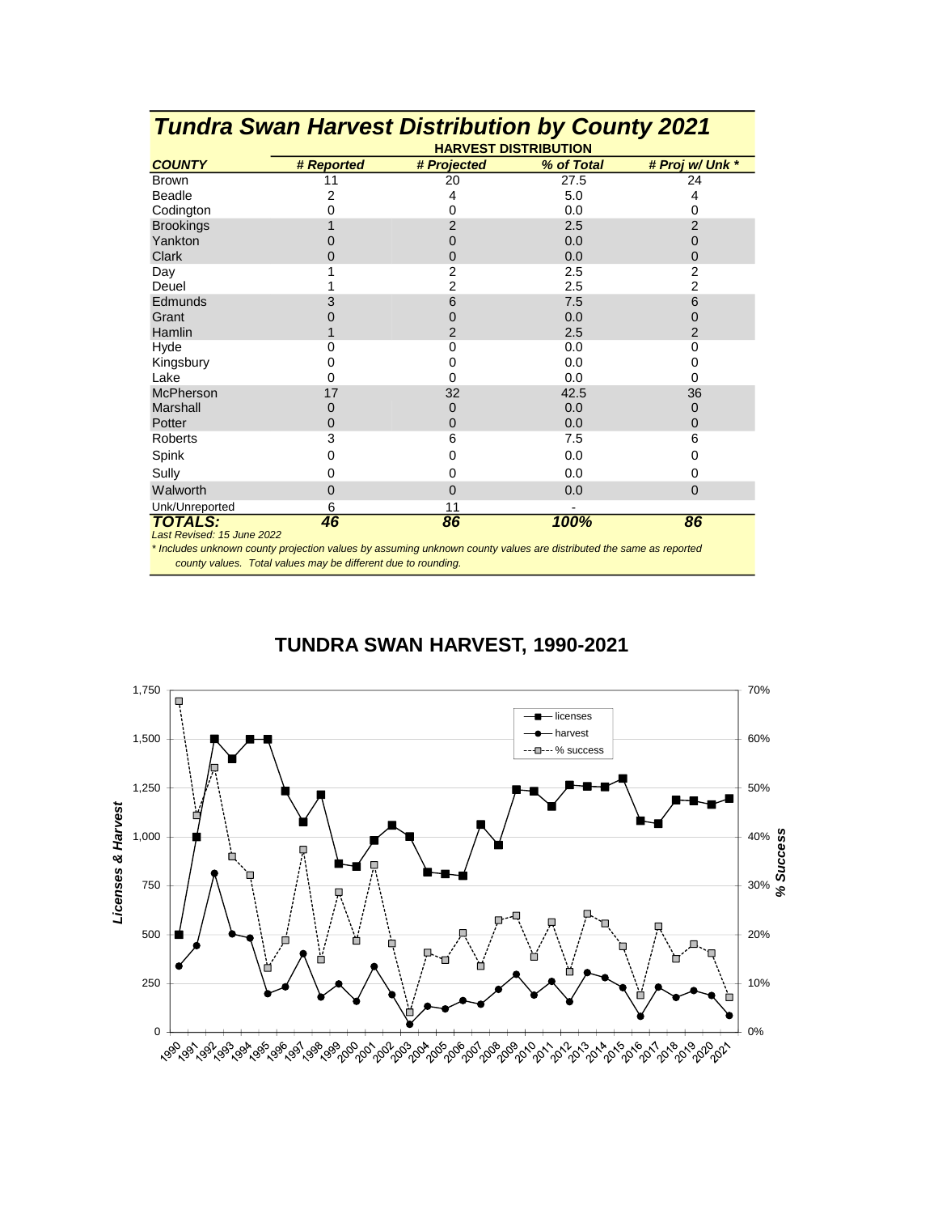# Tundra Swan Harvest Distribution by County 2021

| | HARVEST DISTRIBUTION | | | |
|---|---|---|---|---|
| **COUNTY** | **# Reported** | **# Projected** | **% of Total** | **# Proj w/ Unk \*** |
| Brown | 11 | 20 | 27.5 | 24 |
| Beadle | 2 | 4 | 5.0 | 4 |
| Codington | 0 | 0 | 0.0 | 0 |
| Brookings | 1 | 2 | 2.5 | 2 |
| Yankton | 0 | 0 | 0.0 | 0 |
| Clark | 0 | 0 | 0.0 | 0 |
| Day | 1 | 2 | 2.5 | 2 |
| Deuel | 1 | 2 | 2.5 | 2 |
| Edmunds | 3 | 6 | 7.5 | 6 |
| Grant | 0 | 0 | 0.0 | 0 |
| Hamlin | 1 | 2 | 2.5 | 2 |
| Hyde | 0 | 0 | 0.0 | 0 |
| Kingsbury | 0 | 0 | 0.0 | 0 |
| Lake | 0 | 0 | 0.0 | 0 |
| McPherson | 17 | 32 | 42.5 | 36 |
| Marshall | 0 | 0 | 0.0 | 0 |
| Potter | 0 | 0 | 0.0 | 0 |
| Roberts | 3 | 6 | 7.5 | 6 |
| Spink | 0 | 0 | 0.0 | 0 |
| Sully | 0 | 0 | 0.0 | 0 |
| Walworth | 0 | 0 | 0.0 | 0 |
| Unk/Unreported | 6 | 11 | - | |
| **TOTALS:** | **46** | **86** | **100%** | **86** |

*Last Revised: 15 June 2022*

*\* Includes unknown county projection values by assuming unknown county values are distributed the same as reported county values. Total values may be different due to rounding.*

## TUNDRA SWAN HARVEST, 1990-2021

Licenses & Harvest
% Success

licenses
harvest
% success

0
250
500
750
1,000
1,250
1,500
1,750

0%
10%
20%
30%
40%
50%
60%
70%

1990 1991 1992 1993 1994 1995 1996 1997 1998 1999 2000 2001 2002 2003 2004 2005 2006 2007 2008 2009 2010 2011 2012 2013 2014 2015 2016 2017 2018 2019 2020 2021